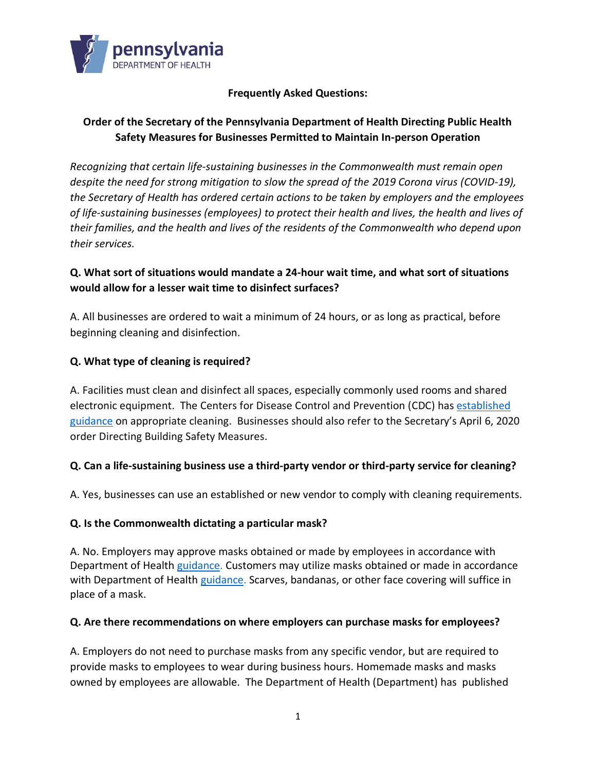**Frequently Asked Questions:**

**Order of the Secretary of the Pennsylvania Department of Health Directing Public Health Safety Measures for Businesses Permitted to Maintain In-person Operation**

*Recognizing that certain life-sustaining businesses in the Commonwealth must remain open despite the need for strong mitigation to slow the spread of the 2019 Corona virus (COVID-19), the Secretary of Health has ordered certain actions to be taken by employers and the employees of life-sustaining businesses (employees) to protect their health and lives, the health and lives of their families, and the health and lives of the residents of the Commonwealth who depend upon their services.*

**Q. What sort of situations would mandate a 24-hour wait time, and what sort of situations would allow for a lesser wait time to disinfect surfaces?**

A. All businesses are ordered to wait a minimum of 24 hours, or as long as practical, before beginning cleaning and disinfection.

**Q. What type of cleaning is required?**

A. Facilities must clean and disinfect all spaces, especially commonly used rooms and shared electronic equipment. The Centers for Disease Control and Prevention (CDC) has established guidance on appropriate cleaning. Businesses should also refer to the Secretary's April 6, 2020 order Directing Building Safety Measures.

**Q. Can a life-sustaining business use a third-party vendor or third-party service for cleaning?**

A. Yes, businesses can use an established or new vendor to comply with cleaning requirements.

**Q. Is the Commonwealth dictating a particular mask?**

A. No. Employers may approve masks obtained or made by employees in accordance with Department of Health guidance. Customers may utilize masks obtained or made in accordance with Department of Health guidance. Scarves, bandanas, or other face covering will suffice in place of a mask.

**Q. Are there recommendations on where employers can purchase masks for employees?**

A. Employers do not need to purchase masks from any specific vendor, but are required to provide masks to employees to wear during business hours. Homemade masks and masks owned by employees are allowable. The Department of Health (Department) has published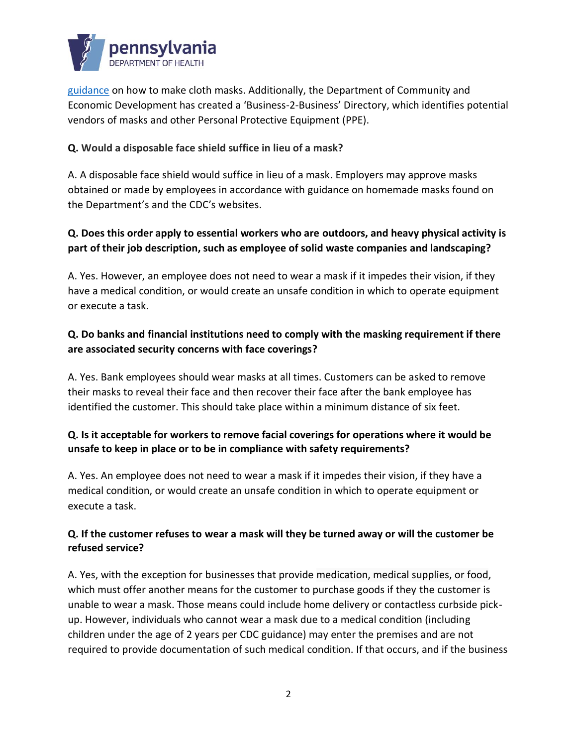[guidance](#) on how to make cloth masks. Additionally, the Department of Community and Economic Development has created a 'Business-2-Business' Directory, which identifies potential vendors of masks and other Personal Protective Equipment (PPE).

**Q. Would a disposable face shield suffice in lieu of a mask?**

A. A disposable face shield would suffice in lieu of a mask. Employers may approve masks obtained or made by employees in accordance with guidance on homemade masks found on the Department's and the CDC's websites.

**Q. Does this order apply to essential workers who are outdoors, and heavy physical activity is part of their job description, such as employee of solid waste companies and landscaping?**

A. Yes. However, an employee does not need to wear a mask if it impedes their vision, if they have a medical condition, or would create an unsafe condition in which to operate equipment or execute a task.

**Q. Do banks and financial institutions need to comply with the masking requirement if there are associated security concerns with face coverings?**

A. Yes. Bank employees should wear masks at all times. Customers can be asked to remove their masks to reveal their face and then recover their face after the bank employee has identified the customer. This should take place within a minimum distance of six feet.

**Q. Is it acceptable for workers to remove facial coverings for operations where it would be unsafe to keep in place or to be in compliance with safety requirements?**

A. Yes. An employee does not need to wear a mask if it impedes their vision, if they have a medical condition, or would create an unsafe condition in which to operate equipment or execute a task.

**Q. If the customer refuses to wear a mask will they be turned away or will the customer be refused service?**

A. Yes, with the exception for businesses that provide medication, medical supplies, or food, which must offer another means for the customer to purchase goods if they the customer is unable to wear a mask. Those means could include home delivery or contactless curbside pick-up. However, individuals who cannot wear a mask due to a medical condition (including children under the age of 2 years per CDC guidance) may enter the premises and are not required to provide documentation of such medical condition. If that occurs, and if the business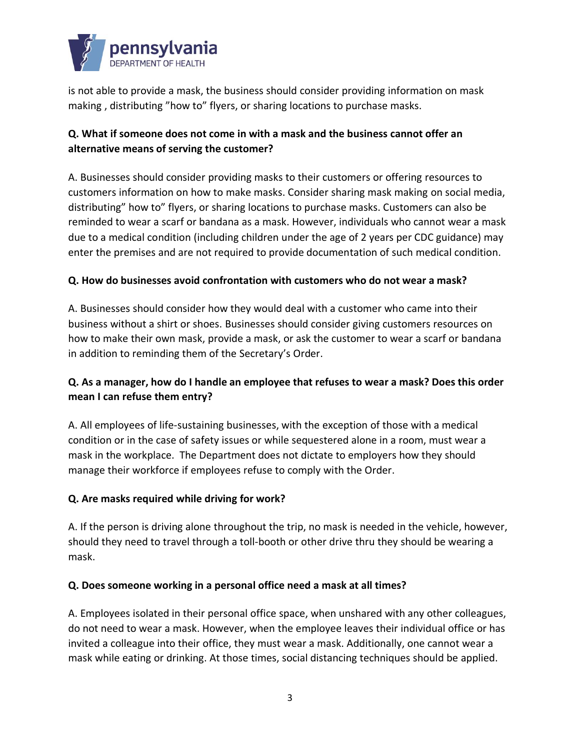is not able to provide a mask, the business should consider providing information on mask making , distributing ”how to” flyers, or sharing locations to purchase masks.

**Q. What if someone does not come in with a mask and the business cannot offer an alternative means of serving the customer?**

A. Businesses should consider providing masks to their customers or offering resources to customers information on how to make masks. Consider sharing mask making on social media, distributing” how to” flyers, or sharing locations to purchase masks. Customers can also be reminded to wear a scarf or bandana as a mask. However, individuals who cannot wear a mask due to a medical condition (including children under the age of 2 years per CDC guidance) may enter the premises and are not required to provide documentation of such medical condition.

**Q. How do businesses avoid confrontation with customers who do not wear a mask?**

A. Businesses should consider how they would deal with a customer who came into their business without a shirt or shoes. Businesses should consider giving customers resources on how to make their own mask, provide a mask, or ask the customer to wear a scarf or bandana in addition to reminding them of the Secretary’s Order.

**Q. As a manager, how do I handle an employee that refuses to wear a mask? Does this order mean I can refuse them entry?**

A. All employees of life-sustaining businesses, with the exception of those with a medical condition or in the case of safety issues or while sequestered alone in a room, must wear a mask in the workplace. The Department does not dictate to employers how they should manage their workforce if employees refuse to comply with the Order.

**Q. Are masks required while driving for work?**

A. If the person is driving alone throughout the trip, no mask is needed in the vehicle, however, should they need to travel through a toll-booth or other drive thru they should be wearing a mask.

**Q. Does someone working in a personal office need a mask at all times?**

A. Employees isolated in their personal office space, when unshared with any other colleagues, do not need to wear a mask. However, when the employee leaves their individual office or has invited a colleague into their office, they must wear a mask. Additionally, one cannot wear a mask while eating or drinking. At those times, social distancing techniques should be applied.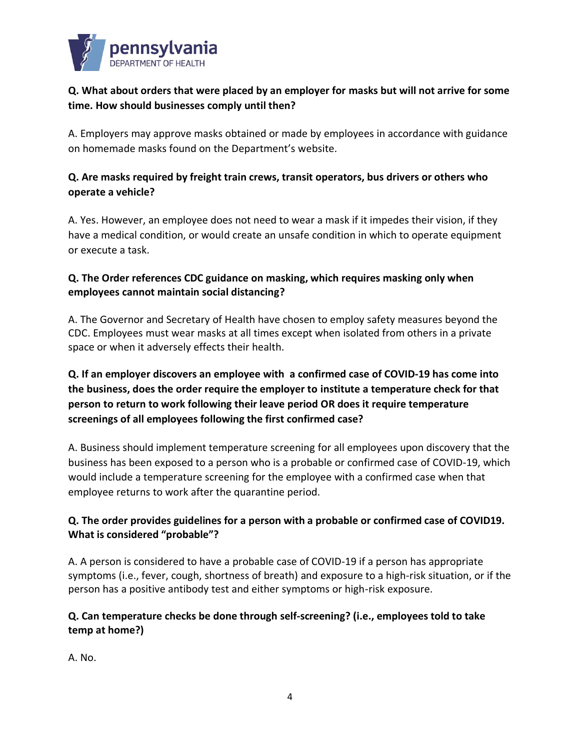**Q. What about orders that were placed by an employer for masks but will not arrive for some time. How should businesses comply until then?**

A. Employers may approve masks obtained or made by employees in accordance with guidance on homemade masks found on the Department's website.

**Q. Are masks required by freight train crews, transit operators, bus drivers or others who operate a vehicle?**

A. Yes. However, an employee does not need to wear a mask if it impedes their vision, if they have a medical condition, or would create an unsafe condition in which to operate equipment or execute a task.

**Q. The Order references CDC guidance on masking, which requires masking only when employees cannot maintain social distancing?**

A. The Governor and Secretary of Health have chosen to employ safety measures beyond the CDC. Employees must wear masks at all times except when isolated from others in a private space or when it adversely effects their health.

**Q. If an employer discovers an employee with a confirmed case of COVID-19 has come into the business, does the order require the employer to institute a temperature check for that person to return to work following their leave period OR does it require temperature screenings of all employees following the first confirmed case?**

A. Business should implement temperature screening for all employees upon discovery that the business has been exposed to a person who is a probable or confirmed case of COVID-19, which would include a temperature screening for the employee with a confirmed case when that employee returns to work after the quarantine period.

**Q. The order provides guidelines for a person with a probable or confirmed case of COVID19. What is considered "probable"?**

A. A person is considered to have a probable case of COVID-19 if a person has appropriate symptoms (i.e., fever, cough, shortness of breath) and exposure to a high-risk situation, or if the person has a positive antibody test and either symptoms or high-risk exposure.

**Q. Can temperature checks be done through self-screening? (i.e., employees told to take temp at home?)**

A. No.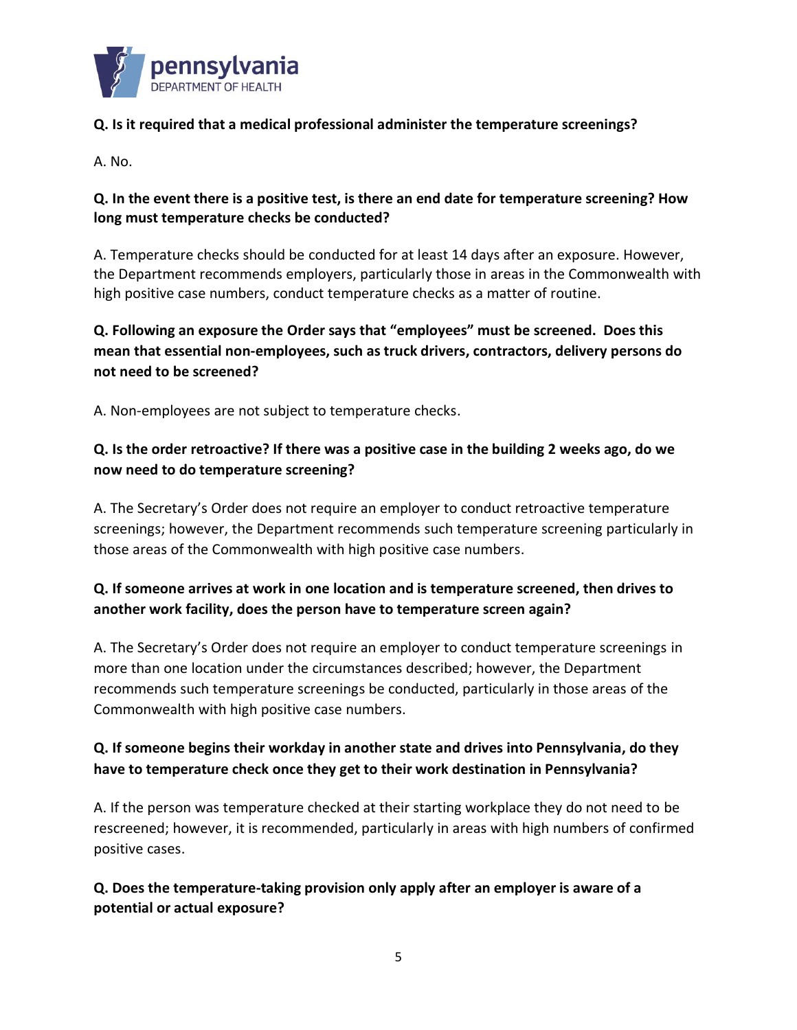**Q. Is it required that a medical professional administer the temperature screenings?**

A. No.

**Q. In the event there is a positive test, is there an end date for temperature screening? How long must temperature checks be conducted?**

A. Temperature checks should be conducted for at least 14 days after an exposure. However, the Department recommends employers, particularly those in areas in the Commonwealth with high positive case numbers, conduct temperature checks as a matter of routine.

**Q. Following an exposure the Order says that "employees" must be screened. Does this mean that essential non-employees, such as truck drivers, contractors, delivery persons do not need to be screened?**

A. Non-employees are not subject to temperature checks.

**Q. Is the order retroactive? If there was a positive case in the building 2 weeks ago, do we now need to do temperature screening?**

A. The Secretary's Order does not require an employer to conduct retroactive temperature screenings; however, the Department recommends such temperature screening particularly in those areas of the Commonwealth with high positive case numbers.

**Q. If someone arrives at work in one location and is temperature screened, then drives to another work facility, does the person have to temperature screen again?**

A. The Secretary's Order does not require an employer to conduct temperature screenings in more than one location under the circumstances described; however, the Department recommends such temperature screenings be conducted, particularly in those areas of the Commonwealth with high positive case numbers.

**Q. If someone begins their workday in another state and drives into Pennsylvania, do they have to temperature check once they get to their work destination in Pennsylvania?**

A. If the person was temperature checked at their starting workplace they do not need to be rescreened; however, it is recommended, particularly in areas with high numbers of confirmed positive cases.

**Q. Does the temperature-taking provision only apply after an employer is aware of a potential or actual exposure?**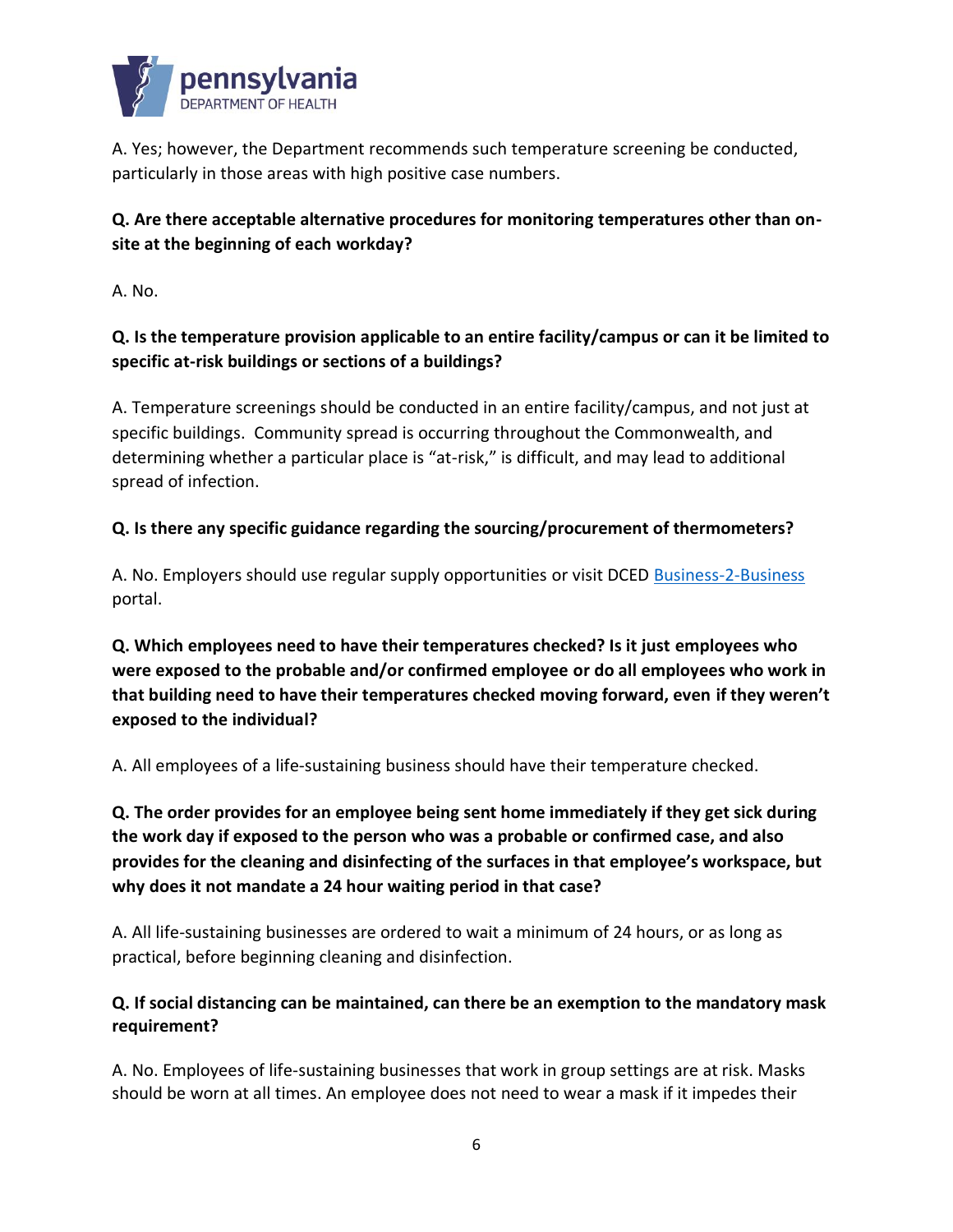A. Yes; however, the Department recommends such temperature screening be conducted, particularly in those areas with high positive case numbers.

**Q. Are there acceptable alternative procedures for monitoring temperatures other than on-site at the beginning of each workday?**

A. No.

**Q. Is the temperature provision applicable to an entire facility/campus or can it be limited to specific at-risk buildings or sections of a buildings?**

A. Temperature screenings should be conducted in an entire facility/campus, and not just at specific buildings. Community spread is occurring throughout the Commonwealth, and determining whether a particular place is "at-risk," is difficult, and may lead to additional spread of infection.

**Q. Is there any specific guidance regarding the sourcing/procurement of thermometers?**

A. No. Employers should use regular supply opportunities or visit DCED [Business-2-Business](Business-2-Business) portal.

**Q. Which employees need to have their temperatures checked? Is it just employees who were exposed to the probable and/or confirmed employee or do all employees who work in that building need to have their temperatures checked moving forward, even if they weren't exposed to the individual?**

A. All employees of a life-sustaining business should have their temperature checked.

**Q. The order provides for an employee being sent home immediately if they get sick during the work day if exposed to the person who was a probable or confirmed case, and also provides for the cleaning and disinfecting of the surfaces in that employee's workspace, but why does it not mandate a 24 hour waiting period in that case?**

A. All life-sustaining businesses are ordered to wait a minimum of 24 hours, or as long as practical, before beginning cleaning and disinfection.

**Q. If social distancing can be maintained, can there be an exemption to the mandatory mask requirement?**

A. No. Employees of life-sustaining businesses that work in group settings are at risk. Masks should be worn at all times. An employee does not need to wear a mask if it impedes their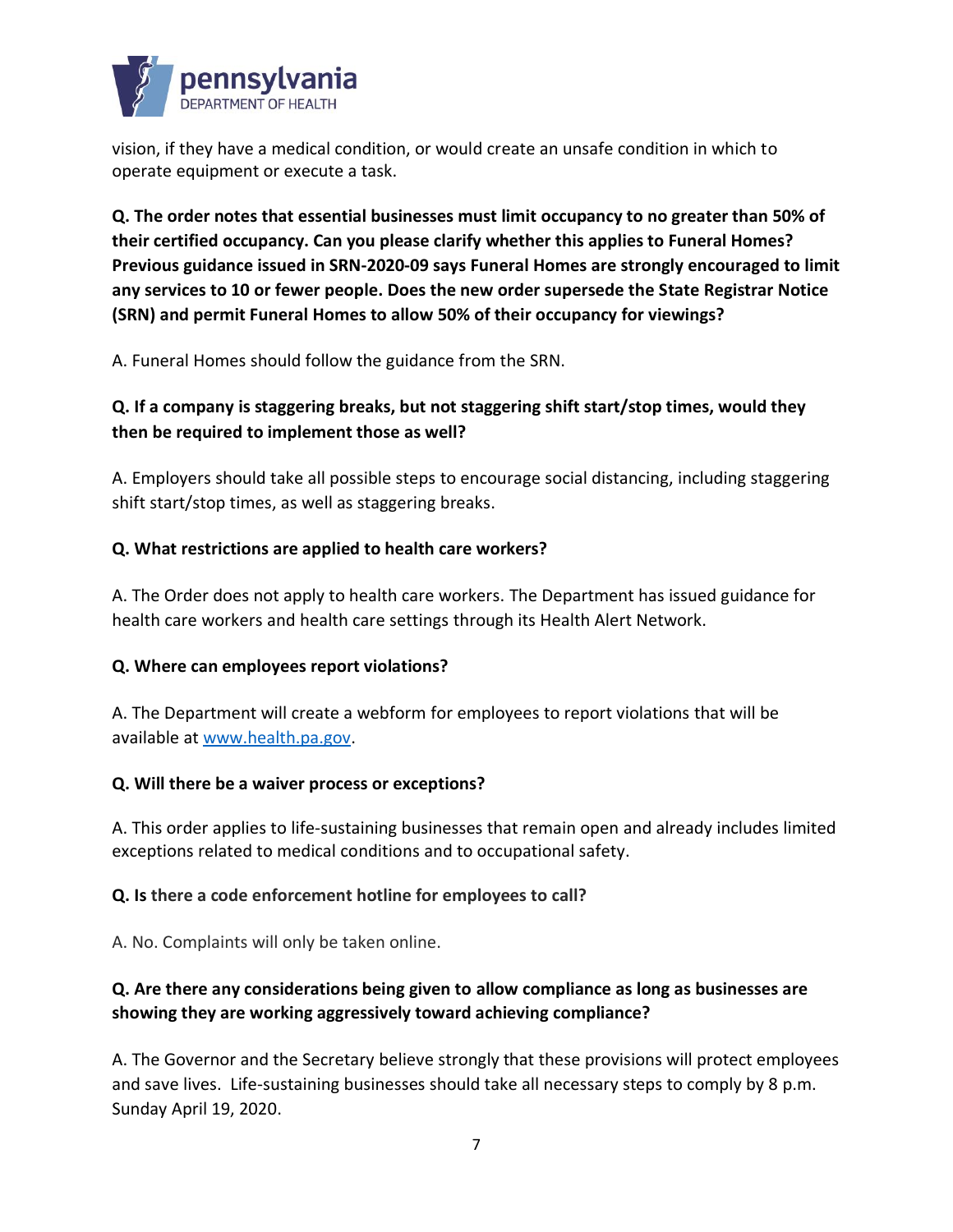vision, if they have a medical condition, or would create an unsafe condition in which to operate equipment or execute a task.

**Q. The order notes that essential businesses must limit occupancy to no greater than 50% of their certified occupancy. Can you please clarify whether this applies to Funeral Homes? Previous guidance issued in SRN-2020-09 says Funeral Homes are strongly encouraged to limit any services to 10 or fewer people. Does the new order supersede the State Registrar Notice (SRN) and permit Funeral Homes to allow 50% of their occupancy for viewings?**

A. Funeral Homes should follow the guidance from the SRN.

**Q. If a company is staggering breaks, but not staggering shift start/stop times, would they then be required to implement those as well?**

A. Employers should take all possible steps to encourage social distancing, including staggering shift start/stop times, as well as staggering breaks.

**Q. What restrictions are applied to health care workers?**

A. The Order does not apply to health care workers. The Department has issued guidance for health care workers and health care settings through its Health Alert Network.

**Q. Where can employees report violations?**

A. The Department will create a webform for employees to report violations that will be available at [www.health.pa.gov](www.health.pa.gov).

**Q. Will there be a waiver process or exceptions?**

A. This order applies to life-sustaining businesses that remain open and already includes limited exceptions related to medical conditions and to occupational safety.

**Q. Is there a code enforcement hotline for employees to call?**

A. No. Complaints will only be taken online.

**Q. Are there any considerations being given to allow compliance as long as businesses are showing they are working aggressively toward achieving compliance?**

A. The Governor and the Secretary believe strongly that these provisions will protect employees and save lives. Life-sustaining businesses should take all necessary steps to comply by 8 p.m. Sunday April 19, 2020.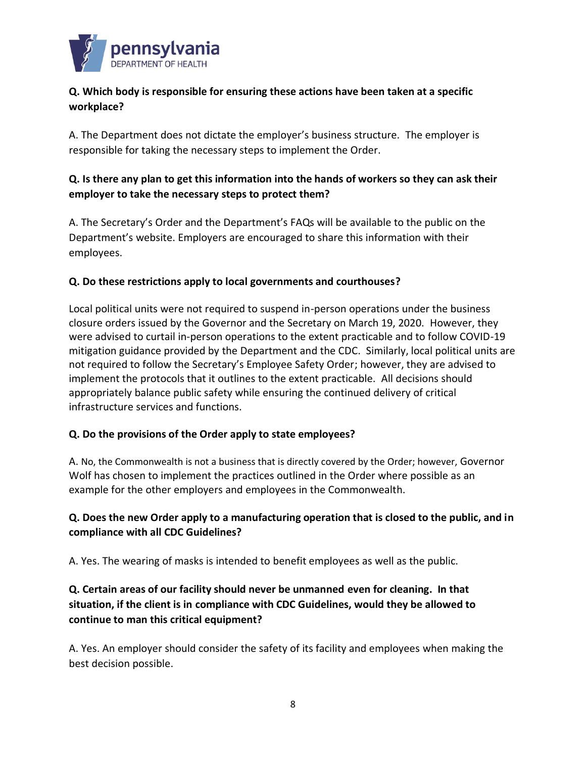**Q. Which body is responsible for ensuring these actions have been taken at a specific workplace?**

A. The Department does not dictate the employer's business structure. The employer is responsible for taking the necessary steps to implement the Order.

**Q. Is there any plan to get this information into the hands of workers so they can ask their employer to take the necessary steps to protect them?**

A. The Secretary's Order and the Department's FAQs will be available to the public on the Department's website. Employers are encouraged to share this information with their employees.

**Q. Do these restrictions apply to local governments and courthouses?**

Local political units were not required to suspend in-person operations under the business closure orders issued by the Governor and the Secretary on March 19, 2020. However, they were advised to curtail in-person operations to the extent practicable and to follow COVID-19 mitigation guidance provided by the Department and the CDC. Similarly, local political units are not required to follow the Secretary's Employee Safety Order; however, they are advised to implement the protocols that it outlines to the extent practicable. All decisions should appropriately balance public safety while ensuring the continued delivery of critical infrastructure services and functions.

**Q. Do the provisions of the Order apply to state employees?**

A. No, the Commonwealth is not a business that is directly covered by the Order; however, Governor Wolf has chosen to implement the practices outlined in the Order where possible as an example for the other employers and employees in the Commonwealth.

**Q. Does the new Order apply to a manufacturing operation that is closed to the public, and in compliance with all CDC Guidelines?**

A. Yes. The wearing of masks is intended to benefit employees as well as the public.

**Q. Certain areas of our facility should never be unmanned even for cleaning. In that situation, if the client is in compliance with CDC Guidelines, would they be allowed to continue to man this critical equipment?**

A. Yes. An employer should consider the safety of its facility and employees when making the best decision possible.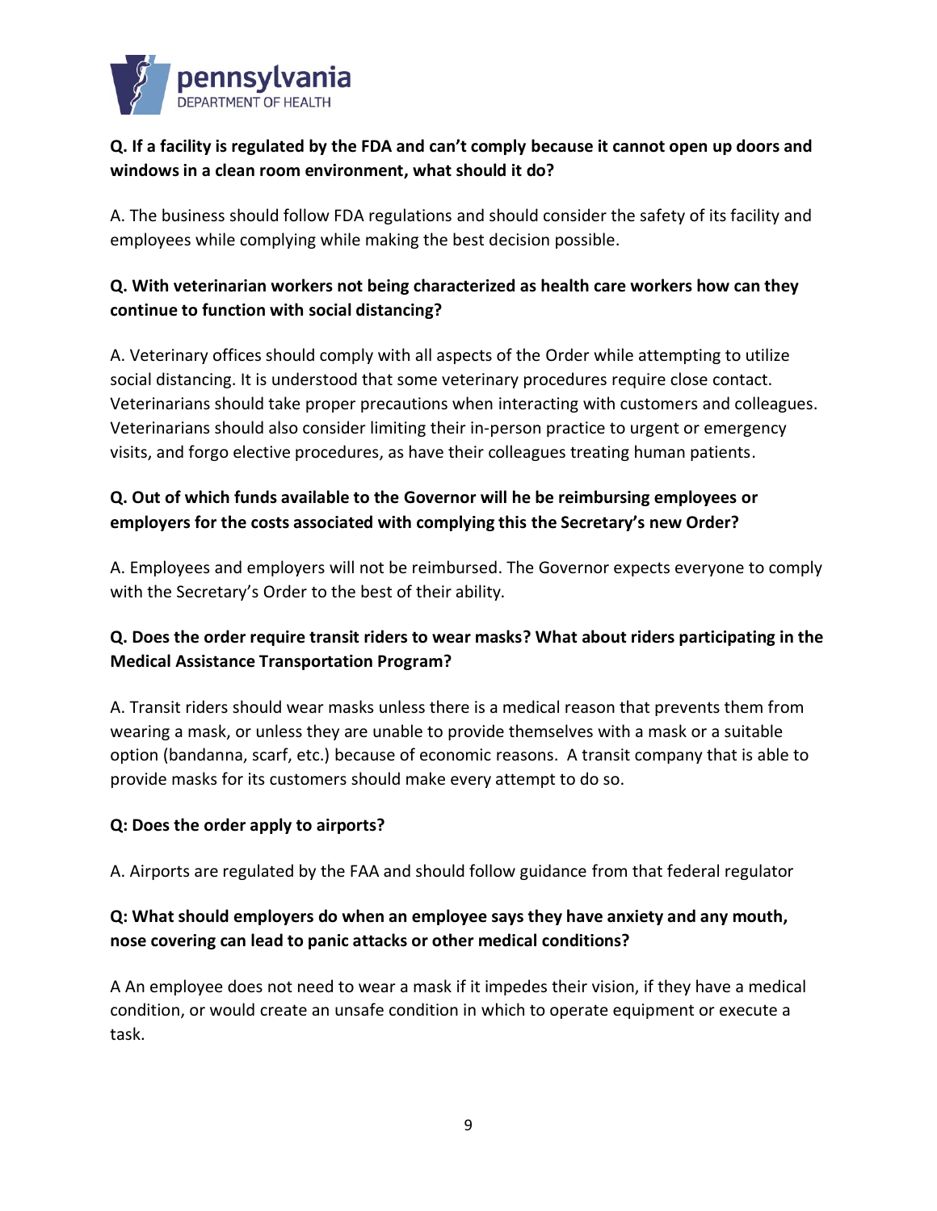**Q. If a facility is regulated by the FDA and can't comply because it cannot open up doors and windows in a clean room environment, what should it do?**

A. The business should follow FDA regulations and should consider the safety of its facility and employees while complying while making the best decision possible.

**Q. With veterinarian workers not being characterized as health care workers how can they continue to function with social distancing?**

A. Veterinary offices should comply with all aspects of the Order while attempting to utilize social distancing. It is understood that some veterinary procedures require close contact. Veterinarians should take proper precautions when interacting with customers and colleagues. Veterinarians should also consider limiting their in-person practice to urgent or emergency visits, and forgo elective procedures, as have their colleagues treating human patients.

**Q. Out of which funds available to the Governor will he be reimbursing employees or employers for the costs associated with complying this the Secretary's new Order?**

A. Employees and employers will not be reimbursed. The Governor expects everyone to comply with the Secretary's Order to the best of their ability.

**Q. Does the order require transit riders to wear masks? What about riders participating in the Medical Assistance Transportation Program?**

A. Transit riders should wear masks unless there is a medical reason that prevents them from wearing a mask, or unless they are unable to provide themselves with a mask or a suitable option (bandanna, scarf, etc.) because of economic reasons. A transit company that is able to provide masks for its customers should make every attempt to do so.

**Q: Does the order apply to airports?**

A. Airports are regulated by the FAA and should follow guidance from that federal regulator

**Q: What should employers do when an employee says they have anxiety and any mouth, nose covering can lead to panic attacks or other medical conditions?**

A An employee does not need to wear a mask if it impedes their vision, if they have a medical condition, or would create an unsafe condition in which to operate equipment or execute a task.